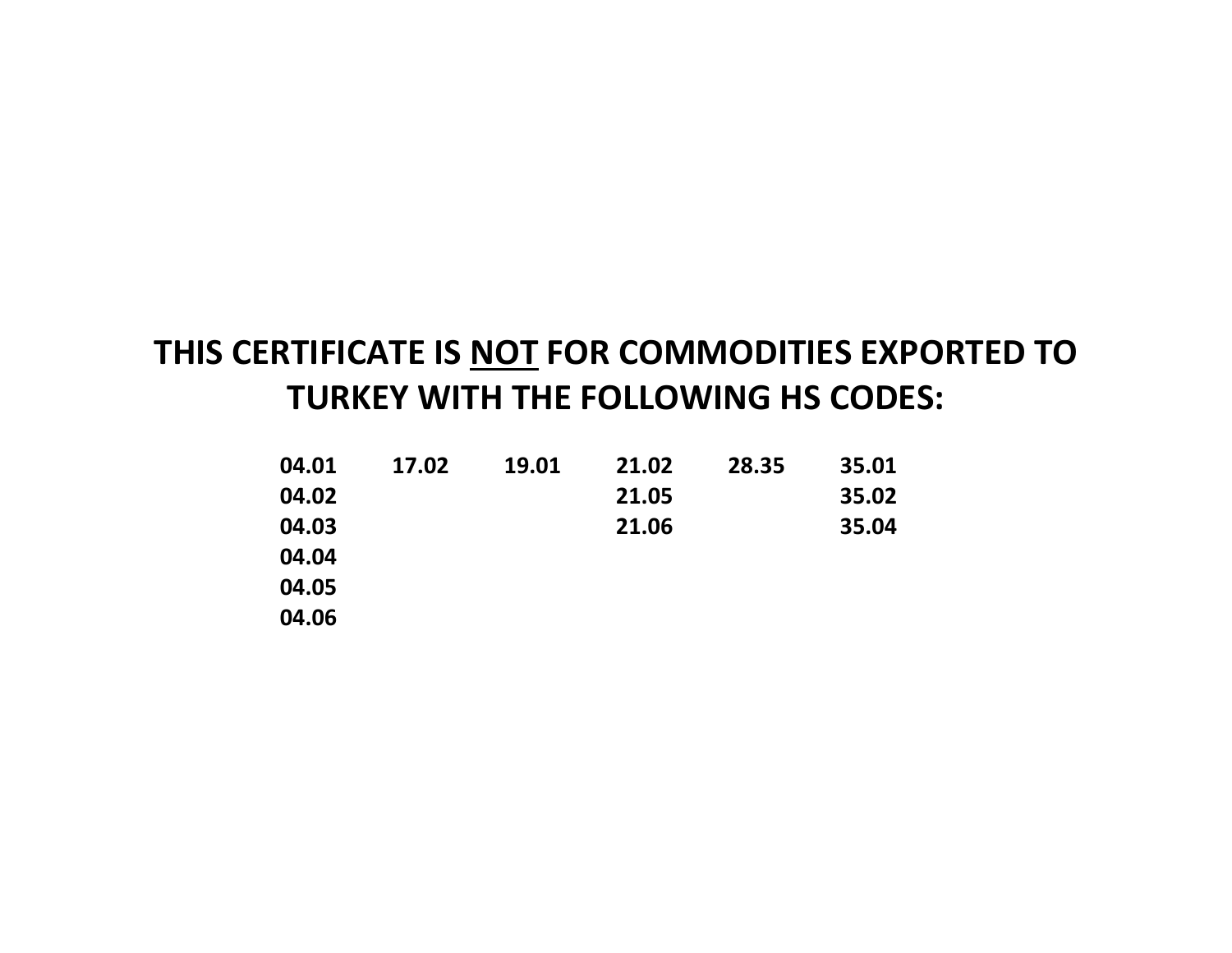# THIS CERTIFICATE IS <u>NOT</u> FOR COMMODITIES EXPORTED TO TURKEY WITH THE FOLLOWING HS CODES:

| | | | | | |
|---|---|---|---|---|---|
| **04.01** | **17.02** | **19.01** | **21.02** | **28.35** | **35.01** |
| **04.02** | | | **21.05** | | **35.02** |
| **04.03** | | | **21.06** | | **35.04** |
| **04.04** | | | | | |
| **04.05** | | | | | |
| **04.06** | | | | | |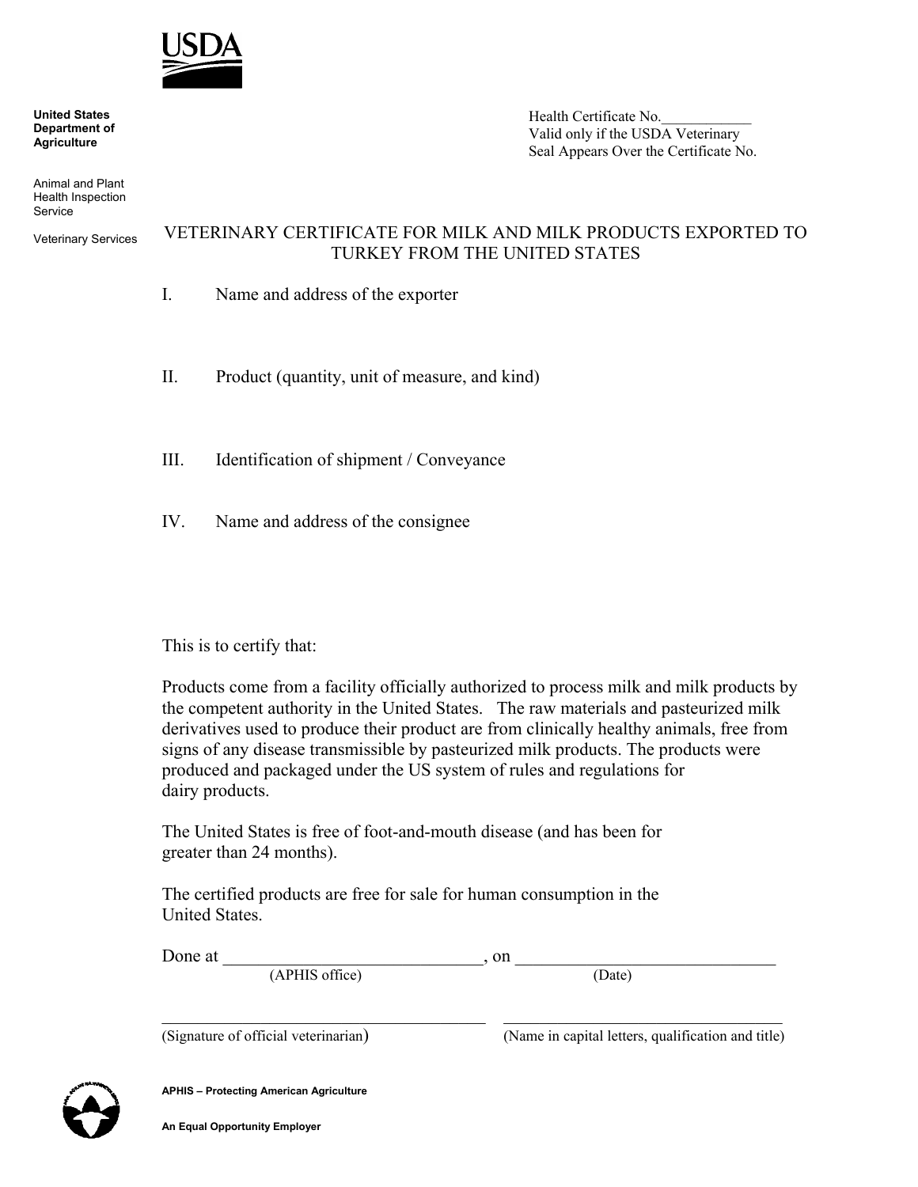**United States Department of Agriculture**

Animal and Plant Health Inspection Service

Veterinary Services

Health Certificate No.____________
Valid only if the USDA Veterinary Seal Appears Over the Certificate No.

# VETERINARY CERTIFICATE FOR MILK AND MILK PRODUCTS EXPORTED TO TURKEY FROM THE UNITED STATES

I. Name and address of the exporter

II. Product (quantity, unit of measure, and kind)

III. Identification of shipment / Conveyance

IV. Name and address of the consignee

This is to certify that:

Products come from a facility officially authorized to process milk and milk products by the competent authority in the United States. The raw materials and pasteurized milk derivatives used to produce their product are from clinically healthy animals, free from signs of any disease transmissible by pasteurized milk products. The products were produced and packaged under the US system of rules and regulations for dairy products.

The United States is free of foot-and-mouth disease (and has been for greater than 24 months).

The certified products are free for sale for human consumption in the United States.

Done at ______________________________, on ______________________________
(APHIS office) (Date)

______________________________________ ______________________________________
(Signature of official veterinarian) (Name in capital letters, qualification and title)

**APHIS – Protecting American Agriculture**

**An Equal Opportunity Employer**